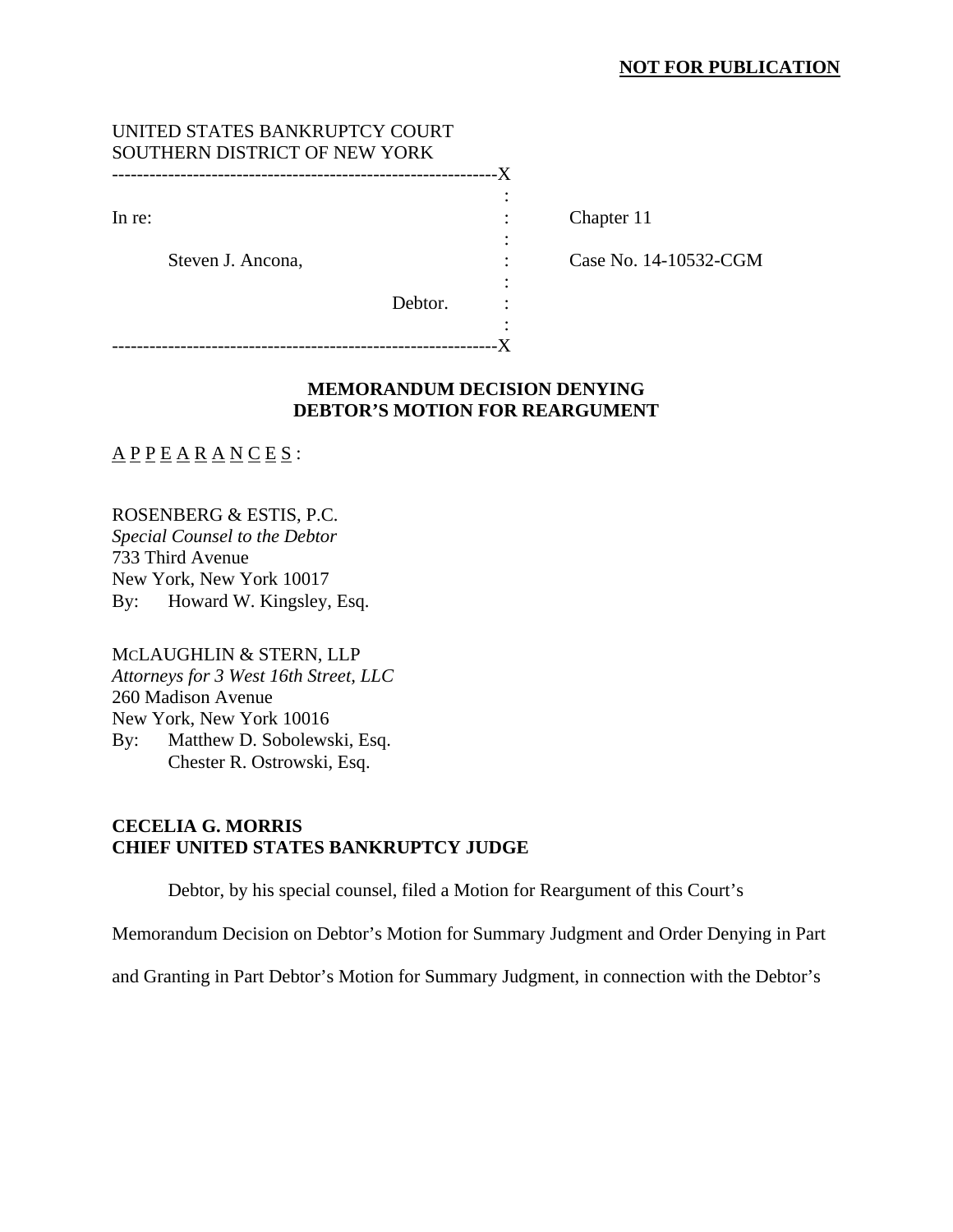**NOT FOR PUBLICATION**

UNITED STATES BANKRUPTCY COURT
SOUTHERN DISTRICT OF NEW YORK

| | | |
|---|---|---|
| In re: | : | Chapter 11 |
| Steven J. Ancona, | : | Case No. 14-10532-CGM |
| Debtor. | : | |

**MEMORANDUM DECISION DENYING DEBTOR'S MOTION FOR REARGUMENT**

A P P E A R A N C E S :

ROSENBERG & ESTIS, P.C.
*Special Counsel to the Debtor*
733 Third Avenue
New York, New York 10017
By: Howard W. Kingsley, Esq.

MCLAUGHLIN & STERN, LLP
*Attorneys for 3 West 16th Street, LLC*
260 Madison Avenue
New York, New York 10016
By: Matthew D. Sobolewski, Esq.
Chester R. Ostrowski, Esq.

**CECELIA G. MORRIS**
**CHIEF UNITED STATES BANKRUPTCY JUDGE**

Debtor, by his special counsel, filed a Motion for Reargument of this Court's Memorandum Decision on Debtor's Motion for Summary Judgment and Order Denying in Part and Granting in Part Debtor's Motion for Summary Judgment, in connection with the Debtor's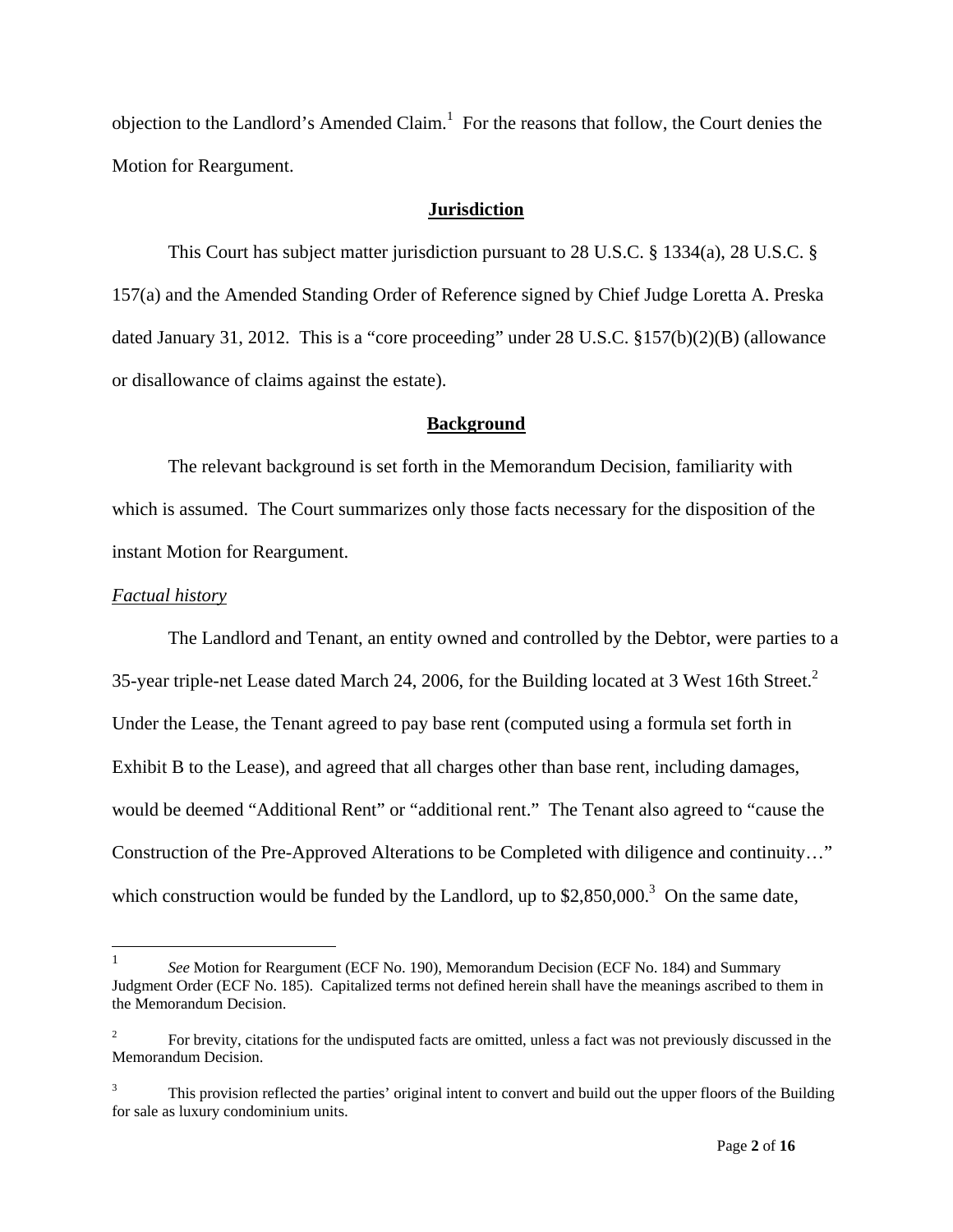objection to the Landlord's Amended Claim.[1] For the reasons that follow, the Court denies the Motion for Reargument.

## Jurisdiction

This Court has subject matter jurisdiction pursuant to 28 U.S.C. § 1334(a), 28 U.S.C. § 157(a) and the Amended Standing Order of Reference signed by Chief Judge Loretta A. Preska dated January 31, 2012. This is a "core proceeding" under 28 U.S.C. §157(b)(2)(B) (allowance or disallowance of claims against the estate).

## Background

The relevant background is set forth in the Memorandum Decision, familiarity with which is assumed. The Court summarizes only those facts necessary for the disposition of the instant Motion for Reargument.

### *Factual history*

The Landlord and Tenant, an entity owned and controlled by the Debtor, were parties to a 35-year triple-net Lease dated March 24, 2006, for the Building located at 3 West 16th Street.[2] Under the Lease, the Tenant agreed to pay base rent (computed using a formula set forth in Exhibit B to the Lease), and agreed that all charges other than base rent, including damages, would be deemed "Additional Rent" or "additional rent." The Tenant also agreed to "cause the Construction of the Pre-Approved Alterations to be Completed with diligence and continuity…" which construction would be funded by the Landlord, up to $2,850,000.[3] On the same date,

---

[1] *See* Motion for Reargument (ECF No. 190), Memorandum Decision (ECF No. 184) and Summary Judgment Order (ECF No. 185). Capitalized terms not defined herein shall have the meanings ascribed to them in the Memorandum Decision.

[2] For brevity, citations for the undisputed facts are omitted, unless a fact was not previously discussed in the Memorandum Decision.

[3] This provision reflected the parties' original intent to convert and build out the upper floors of the Building for sale as luxury condominium units.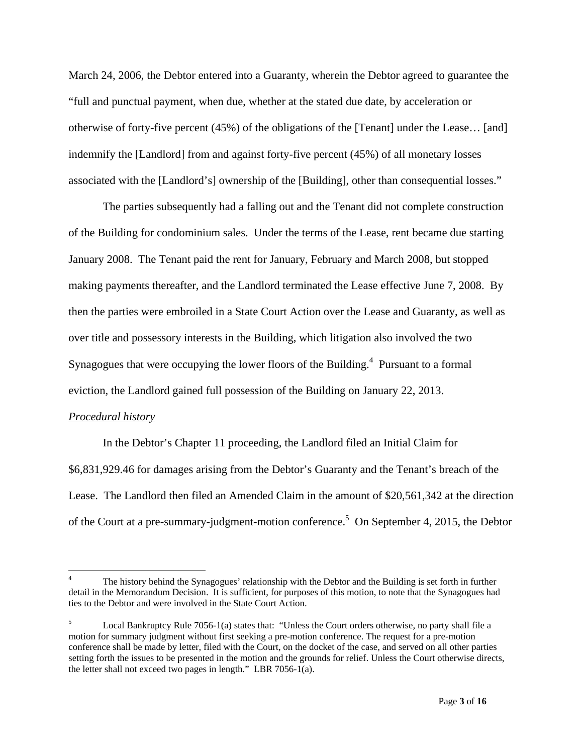March 24, 2006, the Debtor entered into a Guaranty, wherein the Debtor agreed to guarantee the "full and punctual payment, when due, whether at the stated due date, by acceleration or otherwise of forty-five percent (45%) of the obligations of the [Tenant] under the Lease… [and] indemnify the [Landlord] from and against forty-five percent (45%) of all monetary losses associated with the [Landlord's] ownership of the [Building], other than consequential losses."

The parties subsequently had a falling out and the Tenant did not complete construction of the Building for condominium sales. Under the terms of the Lease, rent became due starting January 2008. The Tenant paid the rent for January, February and March 2008, but stopped making payments thereafter, and the Landlord terminated the Lease effective June 7, 2008. By then the parties were embroiled in a State Court Action over the Lease and Guaranty, as well as over title and possessory interests in the Building, which litigation also involved the two Synagogues that were occupying the lower floors of the Building.[4] Pursuant to a formal eviction, the Landlord gained full possession of the Building on January 22, 2013.

*Procedural history*

In the Debtor's Chapter 11 proceeding, the Landlord filed an Initial Claim for $6,831,929.46 for damages arising from the Debtor's Guaranty and the Tenant's breach of the Lease. The Landlord then filed an Amended Claim in the amount of $20,561,342 at the direction of the Court at a pre-summary-judgment-motion conference.[5] On September 4, 2015, the Debtor

---

[4] The history behind the Synagogues' relationship with the Debtor and the Building is set forth in further detail in the Memorandum Decision. It is sufficient, for purposes of this motion, to note that the Synagogues had ties to the Debtor and were involved in the State Court Action.

[5] Local Bankruptcy Rule 7056-1(a) states that: "Unless the Court orders otherwise, no party shall file a motion for summary judgment without first seeking a pre-motion conference. The request for a pre-motion conference shall be made by letter, filed with the Court, on the docket of the case, and served on all other parties setting forth the issues to be presented in the motion and the grounds for relief. Unless the Court otherwise directs, the letter shall not exceed two pages in length." LBR 7056-1(a).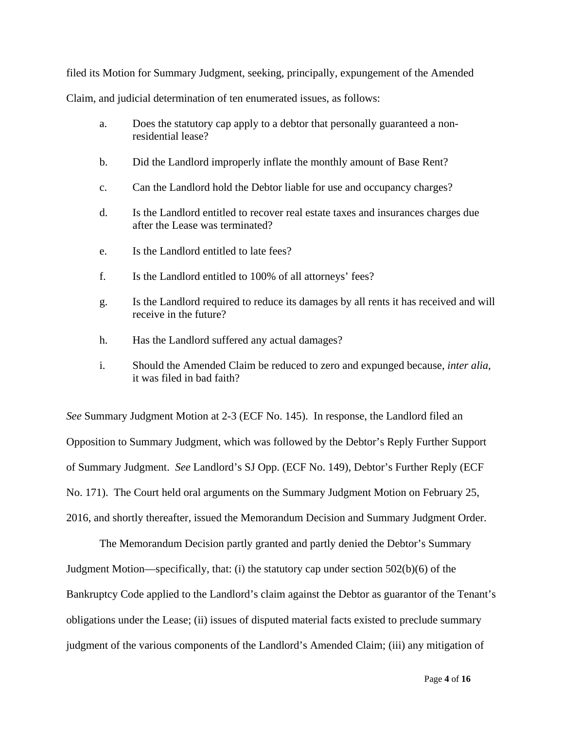filed its Motion for Summary Judgment, seeking, principally, expungement of the Amended Claim, and judicial determination of ten enumerated issues, as follows:

a. Does the statutory cap apply to a debtor that personally guaranteed a non-residential lease?

b. Did the Landlord improperly inflate the monthly amount of Base Rent?

c. Can the Landlord hold the Debtor liable for use and occupancy charges?

d. Is the Landlord entitled to recover real estate taxes and insurances charges due after the Lease was terminated?

e. Is the Landlord entitled to late fees?

f. Is the Landlord entitled to 100% of all attorneys' fees?

g. Is the Landlord required to reduce its damages by all rents it has received and will receive in the future?

h. Has the Landlord suffered any actual damages?

i. Should the Amended Claim be reduced to zero and expunged because, *inter alia*, it was filed in bad faith?

*See* Summary Judgment Motion at 2-3 (ECF No. 145). In response, the Landlord filed an Opposition to Summary Judgment, which was followed by the Debtor's Reply Further Support of Summary Judgment. *See* Landlord's SJ Opp. (ECF No. 149), Debtor's Further Reply (ECF No. 171). The Court held oral arguments on the Summary Judgment Motion on February 25, 2016, and shortly thereafter, issued the Memorandum Decision and Summary Judgment Order.

The Memorandum Decision partly granted and partly denied the Debtor's Summary Judgment Motion—specifically, that: (i) the statutory cap under section 502(b)(6) of the Bankruptcy Code applied to the Landlord's claim against the Debtor as guarantor of the Tenant's obligations under the Lease; (ii) issues of disputed material facts existed to preclude summary judgment of the various components of the Landlord's Amended Claim; (iii) any mitigation of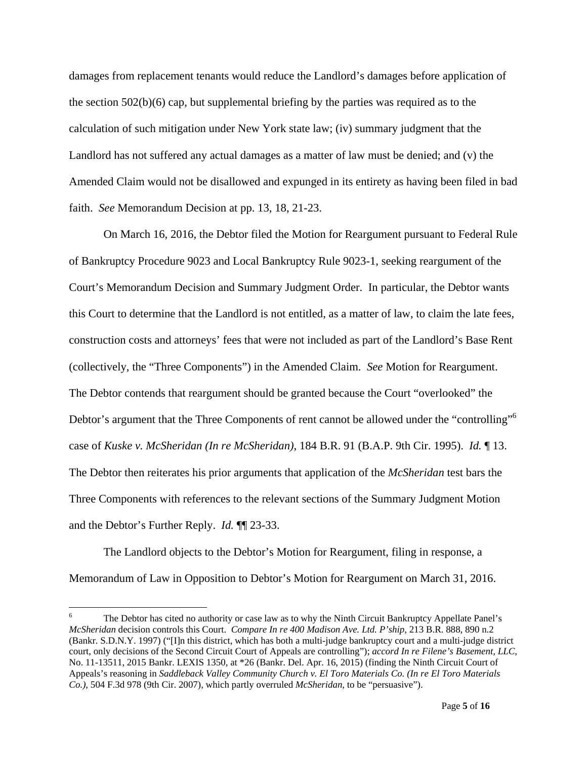damages from replacement tenants would reduce the Landlord's damages before application of the section 502(b)(6) cap, but supplemental briefing by the parties was required as to the calculation of such mitigation under New York state law; (iv) summary judgment that the Landlord has not suffered any actual damages as a matter of law must be denied; and (v) the Amended Claim would not be disallowed and expunged in its entirety as having been filed in bad faith. *See* Memorandum Decision at pp. 13, 18, 21-23.

On March 16, 2016, the Debtor filed the Motion for Reargument pursuant to Federal Rule of Bankruptcy Procedure 9023 and Local Bankruptcy Rule 9023-1, seeking reargument of the Court's Memorandum Decision and Summary Judgment Order. In particular, the Debtor wants this Court to determine that the Landlord is not entitled, as a matter of law, to claim the late fees, construction costs and attorneys' fees that were not included as part of the Landlord's Base Rent (collectively, the "Three Components") in the Amended Claim. *See* Motion for Reargument. The Debtor contends that reargument should be granted because the Court "overlooked" the Debtor's argument that the Three Components of rent cannot be allowed under the "controlling"[6] case of *Kuske v. McSheridan (In re McSheridan)*, 184 B.R. 91 (B.A.P. 9th Cir. 1995). *Id.* ¶ 13. The Debtor then reiterates his prior arguments that application of the *McSheridan* test bars the Three Components with references to the relevant sections of the Summary Judgment Motion and the Debtor's Further Reply. *Id.* ¶¶ 23-33.

The Landlord objects to the Debtor's Motion for Reargument, filing in response, a Memorandum of Law in Opposition to Debtor's Motion for Reargument on March 31, 2016.

---

[6] The Debtor has cited no authority or case law as to why the Ninth Circuit Bankruptcy Appellate Panel's *McSheridan* decision controls this Court. *Compare In re 400 Madison Ave. Ltd. P'ship*, 213 B.R. 888, 890 n.2 (Bankr. S.D.N.Y. 1997) ("[I]n this district, which has both a multi-judge bankruptcy court and a multi-judge district court, only decisions of the Second Circuit Court of Appeals are controlling"); *accord In re Filene's Basement, LLC*, No. 11-13511, 2015 Bankr. LEXIS 1350, at *26 (Bankr. Del. Apr. 16, 2015) (finding the Ninth Circuit Court of Appeals's reasoning in *Saddleback Valley Community Church v. El Toro Materials Co. (In re El Toro Materials Co.)*, 504 F.3d 978 (9th Cir. 2007), which partly overruled *McSheridan*, to be "persuasive").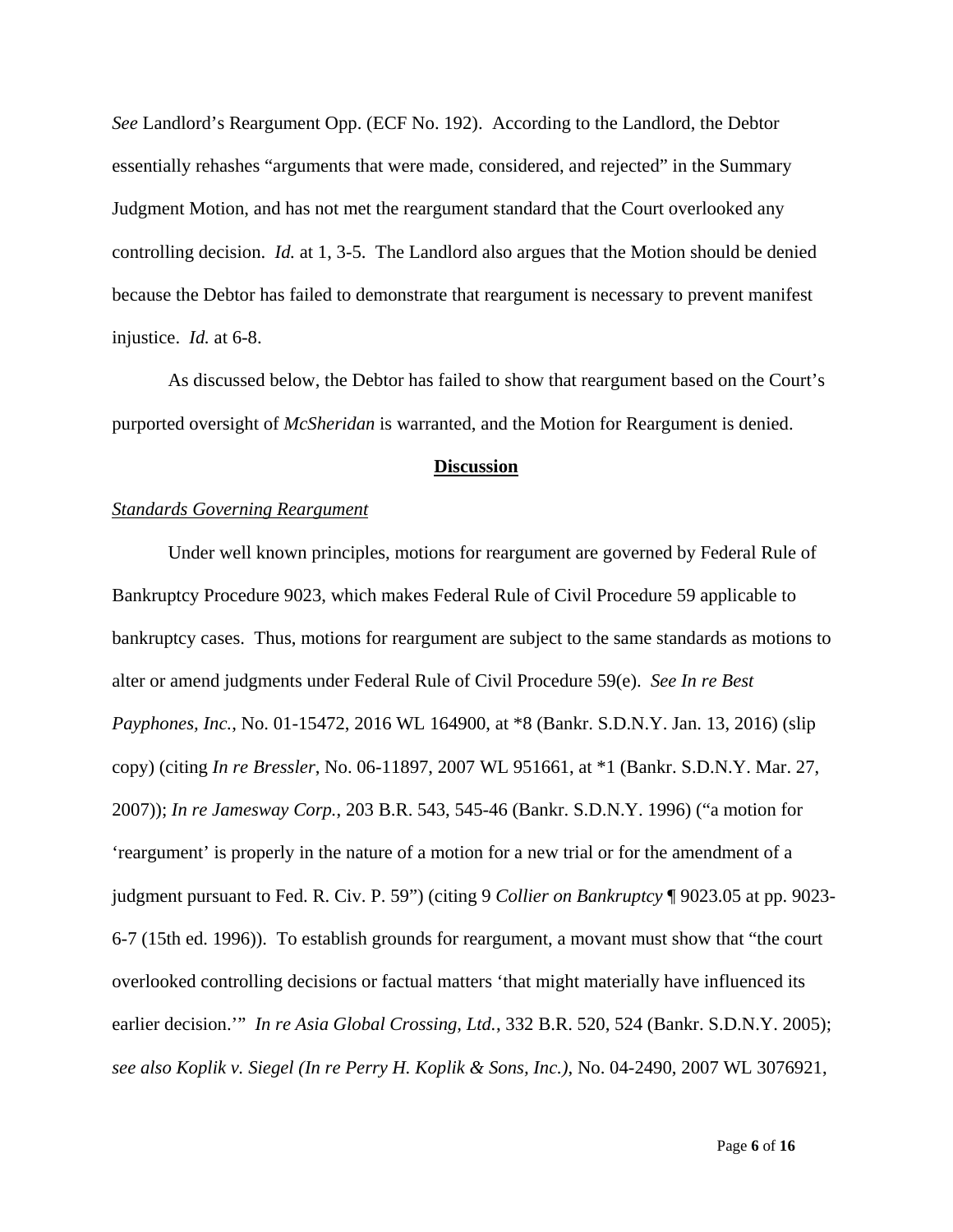*See* Landlord's Reargument Opp. (ECF No. 192). According to the Landlord, the Debtor essentially rehashes "arguments that were made, considered, and rejected" in the Summary Judgment Motion, and has not met the reargument standard that the Court overlooked any controlling decision. *Id.* at 1, 3-5. The Landlord also argues that the Motion should be denied because the Debtor has failed to demonstrate that reargument is necessary to prevent manifest injustice. *Id.* at 6-8.

As discussed below, the Debtor has failed to show that reargument based on the Court's purported oversight of *McSheridan* is warranted, and the Motion for Reargument is denied.

## **Discussion**

### *Standards Governing Reargument*

Under well known principles, motions for reargument are governed by Federal Rule of Bankruptcy Procedure 9023, which makes Federal Rule of Civil Procedure 59 applicable to bankruptcy cases. Thus, motions for reargument are subject to the same standards as motions to alter or amend judgments under Federal Rule of Civil Procedure 59(e). *See In re Best Payphones, Inc.*, No. 01-15472, 2016 WL 164900, at *8 (Bankr. S.D.N.Y. Jan. 13, 2016) (slip copy) (citing *In re Bressler*, No. 06-11897, 2007 WL 951661, at *1 (Bankr. S.D.N.Y. Mar. 27, 2007)); *In re Jamesway Corp.*, 203 B.R. 543, 545-46 (Bankr. S.D.N.Y. 1996) ("a motion for 'reargument' is properly in the nature of a motion for a new trial or for the amendment of a judgment pursuant to Fed. R. Civ. P. 59") (citing 9 *Collier on Bankruptcy* ¶ 9023.05 at pp. 9023-6-7 (15th ed. 1996)). To establish grounds for reargument, a movant must show that "the court overlooked controlling decisions or factual matters 'that might materially have influenced its earlier decision.'" *In re Asia Global Crossing, Ltd.*, 332 B.R. 520, 524 (Bankr. S.D.N.Y. 2005); *see also Koplik v. Siegel (In re Perry H. Koplik & Sons, Inc.)*, No. 04-2490, 2007 WL 3076921,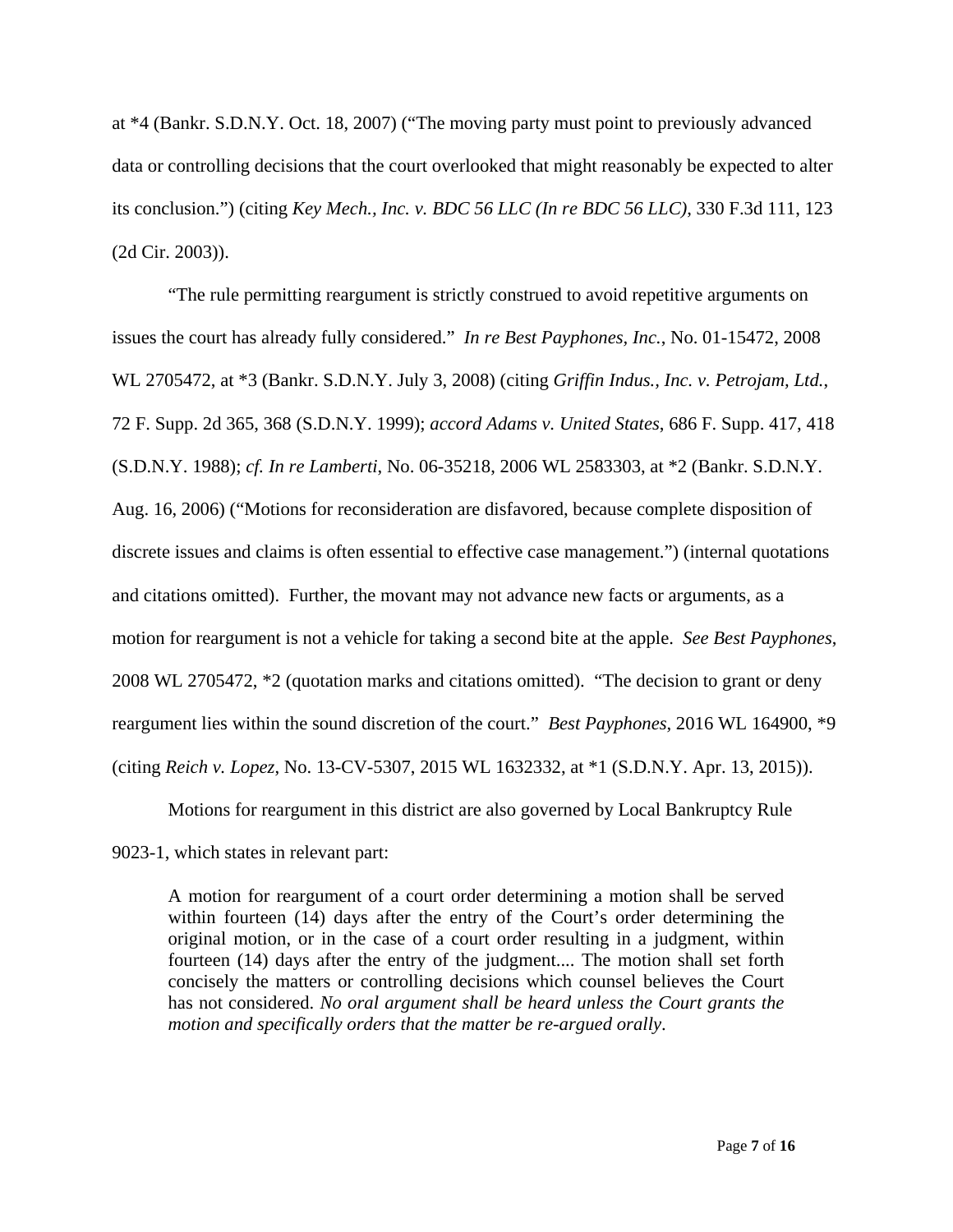at *4 (Bankr. S.D.N.Y. Oct. 18, 2007) ("The moving party must point to previously advanced data or controlling decisions that the court overlooked that might reasonably be expected to alter its conclusion.") (citing *Key Mech., Inc. v. BDC 56 LLC (In re BDC 56 LLC)*, 330 F.3d 111, 123 (2d Cir. 2003)).

"The rule permitting reargument is strictly construed to avoid repetitive arguments on issues the court has already fully considered." *In re Best Payphones, Inc.*, No. 01-15472, 2008 WL 2705472, at *3 (Bankr. S.D.N.Y. July 3, 2008) (citing *Griffin Indus., Inc. v. Petrojam, Ltd.*, 72 F. Supp. 2d 365, 368 (S.D.N.Y. 1999); *accord Adams v. United States*, 686 F. Supp. 417, 418 (S.D.N.Y. 1988); *cf. In re Lamberti*, No. 06-35218, 2006 WL 2583303, at *2 (Bankr. S.D.N.Y. Aug. 16, 2006) ("Motions for reconsideration are disfavored, because complete disposition of discrete issues and claims is often essential to effective case management.") (internal quotations and citations omitted). Further, the movant may not advance new facts or arguments, as a motion for reargument is not a vehicle for taking a second bite at the apple. *See Best Payphones*, 2008 WL 2705472, *2 (quotation marks and citations omitted). "The decision to grant or deny reargument lies within the sound discretion of the court." *Best Payphones*, 2016 WL 164900, *9 (citing *Reich v. Lopez*, No. 13-CV-5307, 2015 WL 1632332, at *1 (S.D.N.Y. Apr. 13, 2015)).

Motions for reargument in this district are also governed by Local Bankruptcy Rule 9023-1, which states in relevant part:

> A motion for reargument of a court order determining a motion shall be served within fourteen (14) days after the entry of the Court's order determining the original motion, or in the case of a court order resulting in a judgment, within fourteen (14) days after the entry of the judgment.... The motion shall set forth concisely the matters or controlling decisions which counsel believes the Court has not considered. *No oral argument shall be heard unless the Court grants the motion and specifically orders that the matter be re-argued orally*.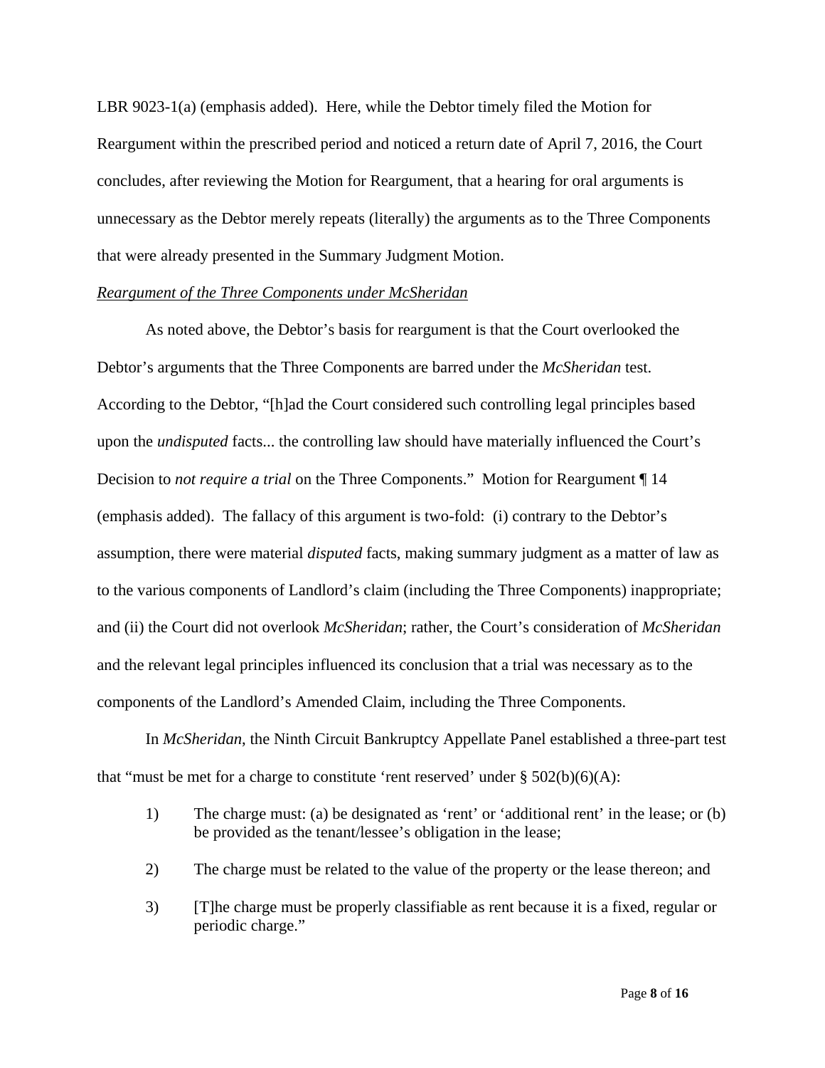LBR 9023-1(a) (emphasis added). Here, while the Debtor timely filed the Motion for Reargument within the prescribed period and noticed a return date of April 7, 2016, the Court concludes, after reviewing the Motion for Reargument, that a hearing for oral arguments is unnecessary as the Debtor merely repeats (literally) the arguments as to the Three Components that were already presented in the Summary Judgment Motion.

*Reargument of the Three Components under McSheridan*

As noted above, the Debtor's basis for reargument is that the Court overlooked the Debtor's arguments that the Three Components are barred under the *McSheridan* test. According to the Debtor, "[h]ad the Court considered such controlling legal principles based upon the *undisputed* facts... the controlling law should have materially influenced the Court's Decision to *not require a trial* on the Three Components." Motion for Reargument ¶ 14 (emphasis added). The fallacy of this argument is two-fold: (i) contrary to the Debtor's assumption, there were material *disputed* facts, making summary judgment as a matter of law as to the various components of Landlord's claim (including the Three Components) inappropriate; and (ii) the Court did not overlook *McSheridan*; rather, the Court's consideration of *McSheridan* and the relevant legal principles influenced its conclusion that a trial was necessary as to the components of the Landlord's Amended Claim, including the Three Components.

In *McSheridan*, the Ninth Circuit Bankruptcy Appellate Panel established a three-part test that "must be met for a charge to constitute 'rent reserved' under § 502(b)(6)(A):

> 1) The charge must: (a) be designated as 'rent' or 'additional rent' in the lease; or (b) be provided as the tenant/lessee's obligation in the lease;
>
> 2) The charge must be related to the value of the property or the lease thereon; and
>
> 3) [T]he charge must be properly classifiable as rent because it is a fixed, regular or periodic charge."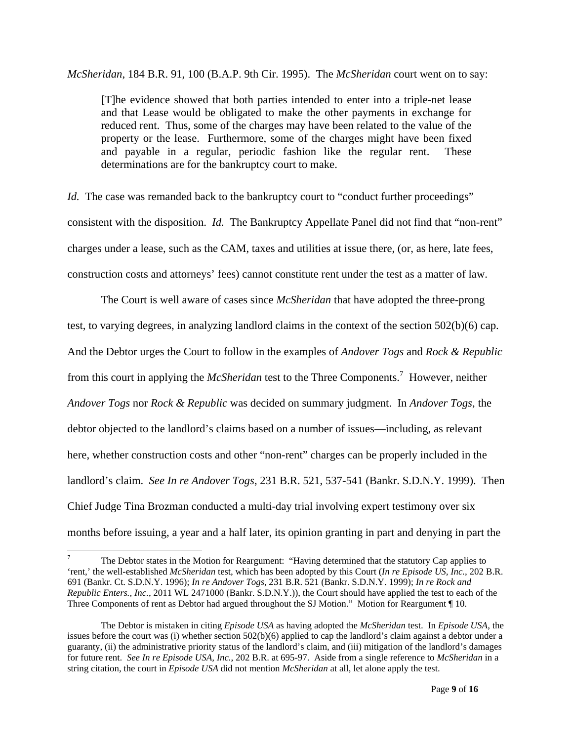*McSheridan*, 184 B.R. 91, 100 (B.A.P. 9th Cir. 1995). The *McSheridan* court went on to say:

> [T]he evidence showed that both parties intended to enter into a triple-net lease and that Lease would be obligated to make the other payments in exchange for reduced rent. Thus, some of the charges may have been related to the value of the property or the lease. Furthermore, some of the charges might have been fixed and payable in a regular, periodic fashion like the regular rent. These determinations are for the bankruptcy court to make.

*Id.* The case was remanded back to the bankruptcy court to "conduct further proceedings" consistent with the disposition. *Id.* The Bankruptcy Appellate Panel did not find that "non-rent" charges under a lease, such as the CAM, taxes and utilities at issue there, (or, as here, late fees, construction costs and attorneys' fees) cannot constitute rent under the test as a matter of law.

The Court is well aware of cases since *McSheridan* that have adopted the three-prong test, to varying degrees, in analyzing landlord claims in the context of the section 502(b)(6) cap. And the Debtor urges the Court to follow in the examples of *Andover Togs* and *Rock & Republic* from this court in applying the *McSheridan* test to the Three Components.[7] However, neither *Andover Togs* nor *Rock & Republic* was decided on summary judgment. In *Andover Togs*, the debtor objected to the landlord's claims based on a number of issues—including, as relevant here, whether construction costs and other "non-rent" charges can be properly included in the landlord's claim. *See In re Andover Togs*, 231 B.R. 521, 537-541 (Bankr. S.D.N.Y. 1999). Then Chief Judge Tina Brozman conducted a multi-day trial involving expert testimony over six months before issuing, a year and a half later, its opinion granting in part and denying in part the

---

[7] The Debtor states in the Motion for Reargument: "Having determined that the statutory Cap applies to 'rent,' the well-established *McSheridan* test, which has been adopted by this Court (*In re Episode US, Inc.*, 202 B.R. 691 (Bankr. Ct. S.D.N.Y. 1996); *In re Andover Togs*, 231 B.R. 521 (Bankr. S.D.N.Y. 1999); *In re Rock and Republic Enters., Inc.*, 2011 WL 2471000 (Bankr. S.D.N.Y.)), the Court should have applied the test to each of the Three Components of rent as Debtor had argued throughout the SJ Motion." Motion for Reargument ¶ 10.

The Debtor is mistaken in citing *Episode USA* as having adopted the *McSheridan* test. In *Episode USA*, the issues before the court was (i) whether section 502(b)(6) applied to cap the landlord's claim against a debtor under a guaranty, (ii) the administrative priority status of the landlord's claim, and (iii) mitigation of the landlord's damages for future rent. *See In re Episode USA, Inc.*, 202 B.R. at 695-97. Aside from a single reference to *McSheridan* in a string citation, the court in *Episode USA* did not mention *McSheridan* at all, let alone apply the test.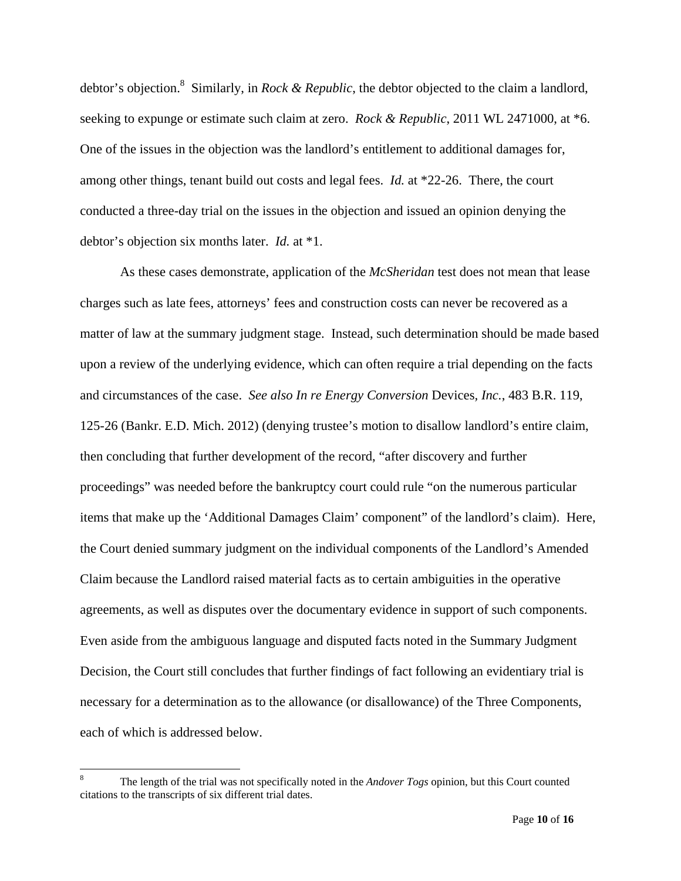debtor's objection.[8] Similarly, in *Rock & Republic*, the debtor objected to the claim a landlord, seeking to expunge or estimate such claim at zero. *Rock & Republic*, 2011 WL 2471000, at *6. One of the issues in the objection was the landlord's entitlement to additional damages for, among other things, tenant build out costs and legal fees. *Id.* at *22-26. There, the court conducted a three-day trial on the issues in the objection and issued an opinion denying the debtor's objection six months later. *Id.* at *1.

As these cases demonstrate, application of the *McSheridan* test does not mean that lease charges such as late fees, attorneys' fees and construction costs can never be recovered as a matter of law at the summary judgment stage. Instead, such determination should be made based upon a review of the underlying evidence, which can often require a trial depending on the facts and circumstances of the case. *See also In re Energy Conversion* Devices, *Inc.*, 483 B.R. 119, 125-26 (Bankr. E.D. Mich. 2012) (denying trustee's motion to disallow landlord's entire claim, then concluding that further development of the record, "after discovery and further proceedings" was needed before the bankruptcy court could rule "on the numerous particular items that make up the 'Additional Damages Claim' component" of the landlord's claim). Here, the Court denied summary judgment on the individual components of the Landlord's Amended Claim because the Landlord raised material facts as to certain ambiguities in the operative agreements, as well as disputes over the documentary evidence in support of such components. Even aside from the ambiguous language and disputed facts noted in the Summary Judgment Decision, the Court still concludes that further findings of fact following an evidentiary trial is necessary for a determination as to the allowance (or disallowance) of the Three Components, each of which is addressed below.

---

[8] The length of the trial was not specifically noted in the *Andover Togs* opinion, but this Court counted citations to the transcripts of six different trial dates.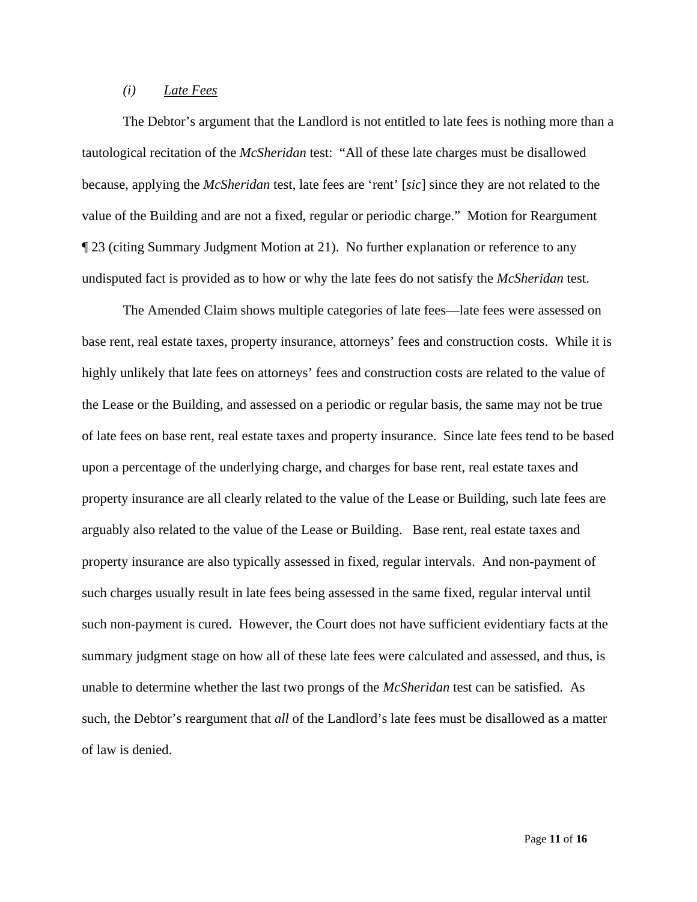*(i)* *Late Fees*

The Debtor's argument that the Landlord is not entitled to late fees is nothing more than a tautological recitation of the *McSheridan* test: "All of these late charges must be disallowed because, applying the *McSheridan* test, late fees are 'rent' [*sic*] since they are not related to the value of the Building and are not a fixed, regular or periodic charge." Motion for Reargument ¶ 23 (citing Summary Judgment Motion at 21). No further explanation or reference to any undisputed fact is provided as to how or why the late fees do not satisfy the *McSheridan* test.

The Amended Claim shows multiple categories of late fees—late fees were assessed on base rent, real estate taxes, property insurance, attorneys' fees and construction costs. While it is highly unlikely that late fees on attorneys' fees and construction costs are related to the value of the Lease or the Building, and assessed on a periodic or regular basis, the same may not be true of late fees on base rent, real estate taxes and property insurance. Since late fees tend to be based upon a percentage of the underlying charge, and charges for base rent, real estate taxes and property insurance are all clearly related to the value of the Lease or Building, such late fees are arguably also related to the value of the Lease or Building. Base rent, real estate taxes and property insurance are also typically assessed in fixed, regular intervals. And non-payment of such charges usually result in late fees being assessed in the same fixed, regular interval until such non-payment is cured. However, the Court does not have sufficient evidentiary facts at the summary judgment stage on how all of these late fees were calculated and assessed, and thus, is unable to determine whether the last two prongs of the *McSheridan* test can be satisfied. As such, the Debtor's reargument that *all* of the Landlord's late fees must be disallowed as a matter of law is denied.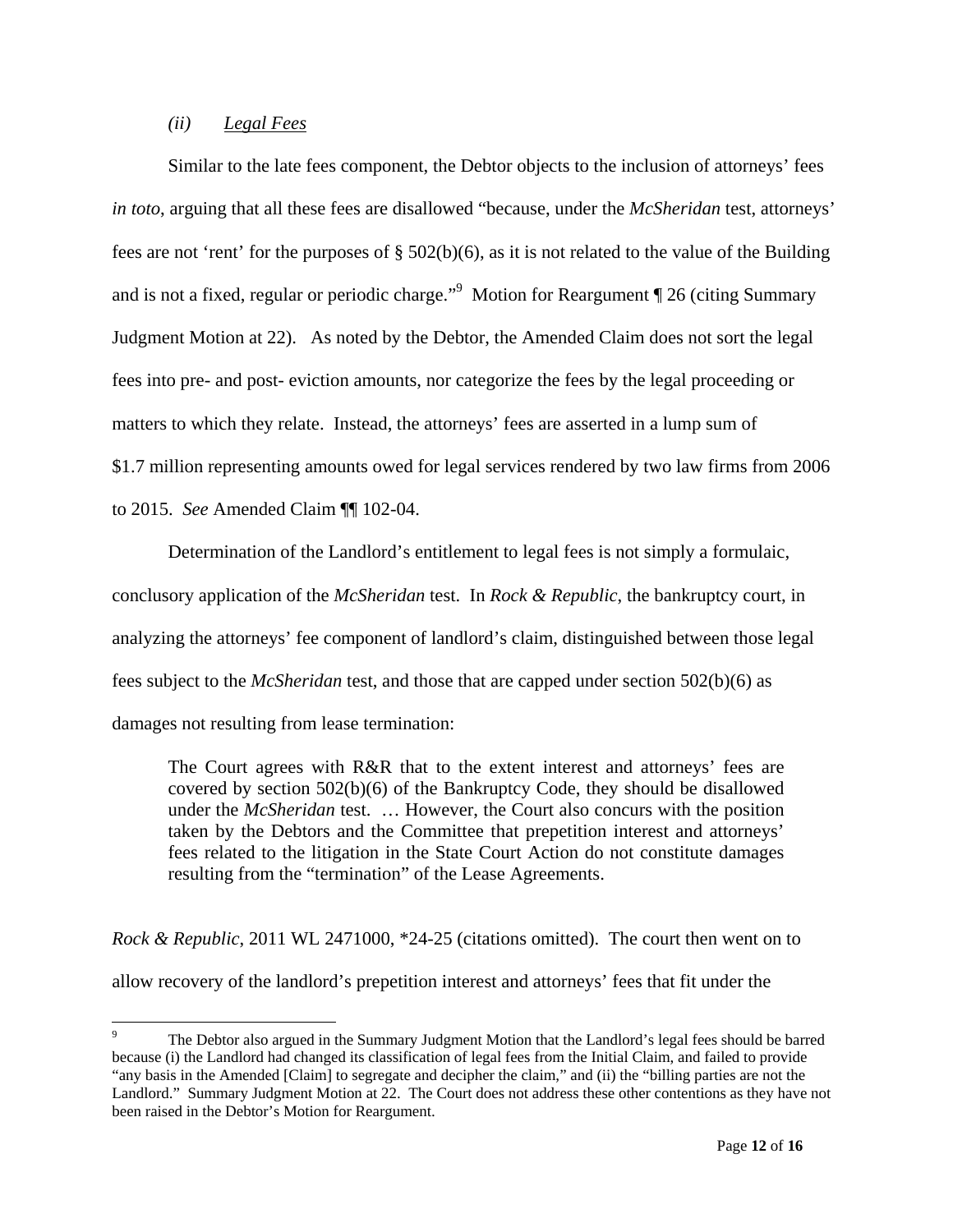### *(ii)* Legal Fees

Similar to the late fees component, the Debtor objects to the inclusion of attorneys' fees *in toto*, arguing that all these fees are disallowed "because, under the *McSheridan* test, attorneys' fees are not 'rent' for the purposes of § 502(b)(6), as it is not related to the value of the Building and is not a fixed, regular or periodic charge."[9] Motion for Reargument ¶ 26 (citing Summary Judgment Motion at 22). As noted by the Debtor, the Amended Claim does not sort the legal fees into pre- and post- eviction amounts, nor categorize the fees by the legal proceeding or matters to which they relate. Instead, the attorneys' fees are asserted in a lump sum of $1.7 million representing amounts owed for legal services rendered by two law firms from 2006 to 2015. *See* Amended Claim ¶¶ 102-04.

Determination of the Landlord's entitlement to legal fees is not simply a formulaic, conclusory application of the *McSheridan* test. In *Rock & Republic*, the bankruptcy court, in analyzing the attorneys' fee component of landlord's claim, distinguished between those legal fees subject to the *McSheridan* test, and those that are capped under section 502(b)(6) as damages not resulting from lease termination:

> The Court agrees with R&R that to the extent interest and attorneys' fees are covered by section 502(b)(6) of the Bankruptcy Code, they should be disallowed under the *McSheridan* test. … However, the Court also concurs with the position taken by the Debtors and the Committee that prepetition interest and attorneys' fees related to the litigation in the State Court Action do not constitute damages resulting from the "termination" of the Lease Agreements.

*Rock & Republic*, 2011 WL 2471000, *24-25 (citations omitted). The court then went on to allow recovery of the landlord's prepetition interest and attorneys' fees that fit under the

---

[9] The Debtor also argued in the Summary Judgment Motion that the Landlord's legal fees should be barred because (i) the Landlord had changed its classification of legal fees from the Initial Claim, and failed to provide "any basis in the Amended [Claim] to segregate and decipher the claim," and (ii) the "billing parties are not the Landlord." Summary Judgment Motion at 22. The Court does not address these other contentions as they have not been raised in the Debtor's Motion for Reargument.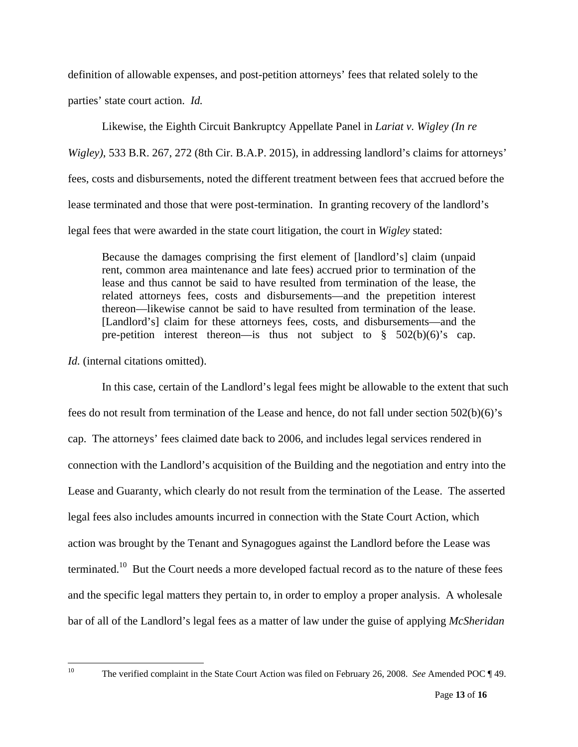definition of allowable expenses, and post-petition attorneys' fees that related solely to the parties' state court action. *Id.*

Likewise, the Eighth Circuit Bankruptcy Appellate Panel in *Lariat v. Wigley (In re Wigley)*, 533 B.R. 267, 272 (8th Cir. B.A.P. 2015), in addressing landlord's claims for attorneys' fees, costs and disbursements, noted the different treatment between fees that accrued before the lease terminated and those that were post-termination. In granting recovery of the landlord's legal fees that were awarded in the state court litigation, the court in *Wigley* stated:

> Because the damages comprising the first element of [landlord's] claim (unpaid rent, common area maintenance and late fees) accrued prior to termination of the lease and thus cannot be said to have resulted from termination of the lease, the related attorneys fees, costs and disbursements—and the prepetition interest thereon—likewise cannot be said to have resulted from termination of the lease. [Landlord's] claim for these attorneys fees, costs, and disbursements—and the pre-petition interest thereon—is thus not subject to § 502(b)(6)'s cap.

*Id.* (internal citations omitted).

In this case, certain of the Landlord's legal fees might be allowable to the extent that such fees do not result from termination of the Lease and hence, do not fall under section 502(b)(6)'s cap. The attorneys' fees claimed date back to 2006, and includes legal services rendered in connection with the Landlord's acquisition of the Building and the negotiation and entry into the Lease and Guaranty, which clearly do not result from the termination of the Lease. The asserted legal fees also includes amounts incurred in connection with the State Court Action, which action was brought by the Tenant and Synagogues against the Landlord before the Lease was terminated.[10] But the Court needs a more developed factual record as to the nature of these fees and the specific legal matters they pertain to, in order to employ a proper analysis. A wholesale bar of all of the Landlord's legal fees as a matter of law under the guise of applying *McSheridan*

[10] The verified complaint in the State Court Action was filed on February 26, 2008. *See* Amended POC ¶ 49.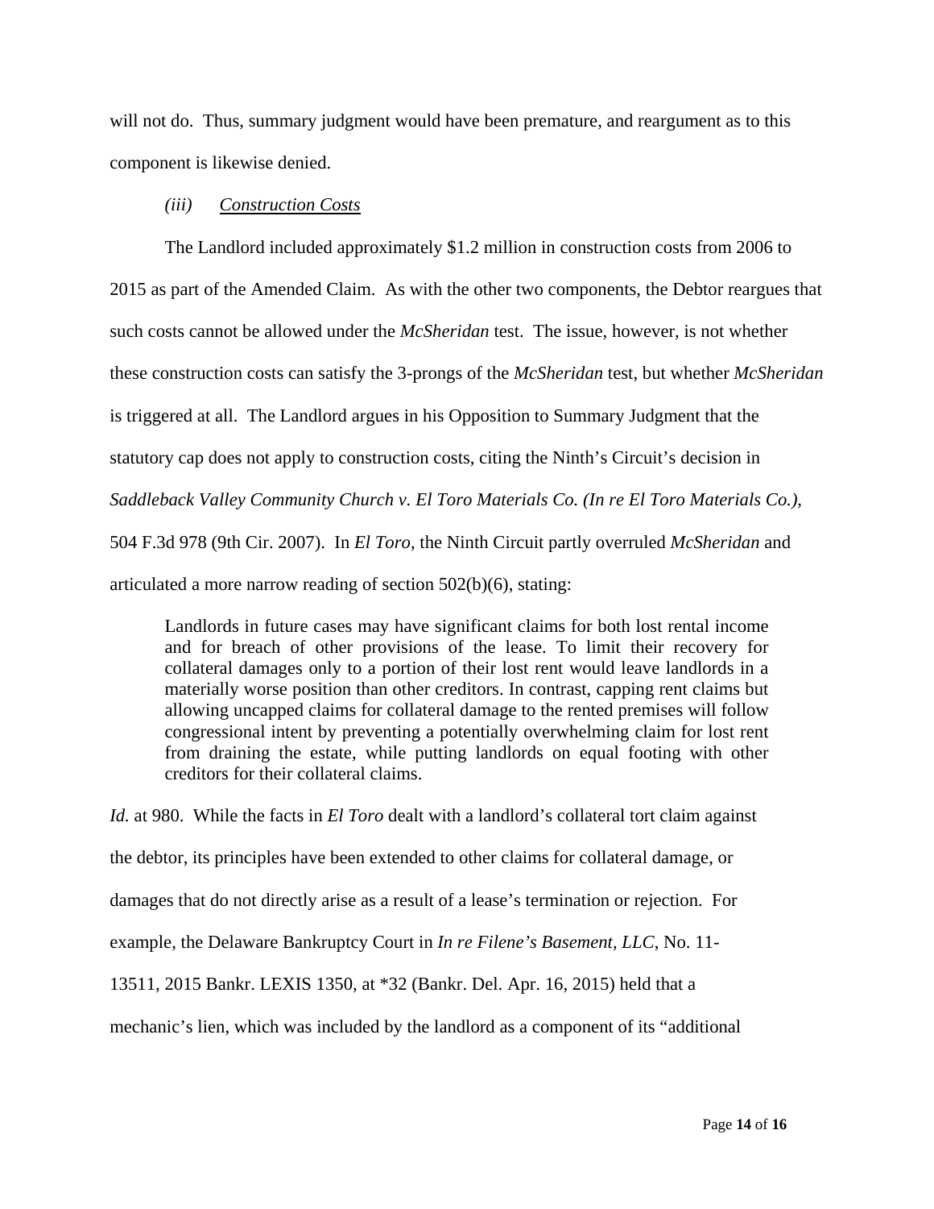will not do. Thus, summary judgment would have been premature, and reargument as to this component is likewise denied.

*(iii)* <u>*Construction Costs*</u>

The Landlord included approximately $1.2 million in construction costs from 2006 to 2015 as part of the Amended Claim. As with the other two components, the Debtor reargues that such costs cannot be allowed under the *McSheridan* test. The issue, however, is not whether these construction costs can satisfy the 3-prongs of the *McSheridan* test, but whether *McSheridan* is triggered at all. The Landlord argues in his Opposition to Summary Judgment that the statutory cap does not apply to construction costs, citing the Ninth's Circuit's decision in *Saddleback Valley Community Church v. El Toro Materials Co. (In re El Toro Materials Co.)*, 504 F.3d 978 (9th Cir. 2007). In *El Toro*, the Ninth Circuit partly overruled *McSheridan* and articulated a more narrow reading of section 502(b)(6), stating:

> Landlords in future cases may have significant claims for both lost rental income and for breach of other provisions of the lease. To limit their recovery for collateral damages only to a portion of their lost rent would leave landlords in a materially worse position than other creditors. In contrast, capping rent claims but allowing uncapped claims for collateral damage to the rented premises will follow congressional intent by preventing a potentially overwhelming claim for lost rent from draining the estate, while putting landlords on equal footing with other creditors for their collateral claims.

*Id.* at 980. While the facts in *El Toro* dealt with a landlord's collateral tort claim against the debtor, its principles have been extended to other claims for collateral damage, or damages that do not directly arise as a result of a lease's termination or rejection. For example, the Delaware Bankruptcy Court in *In re Filene's Basement, LLC*, No. 11-13511, 2015 Bankr. LEXIS 1350, at *32 (Bankr. Del. Apr. 16, 2015) held that a mechanic's lien, which was included by the landlord as a component of its "additional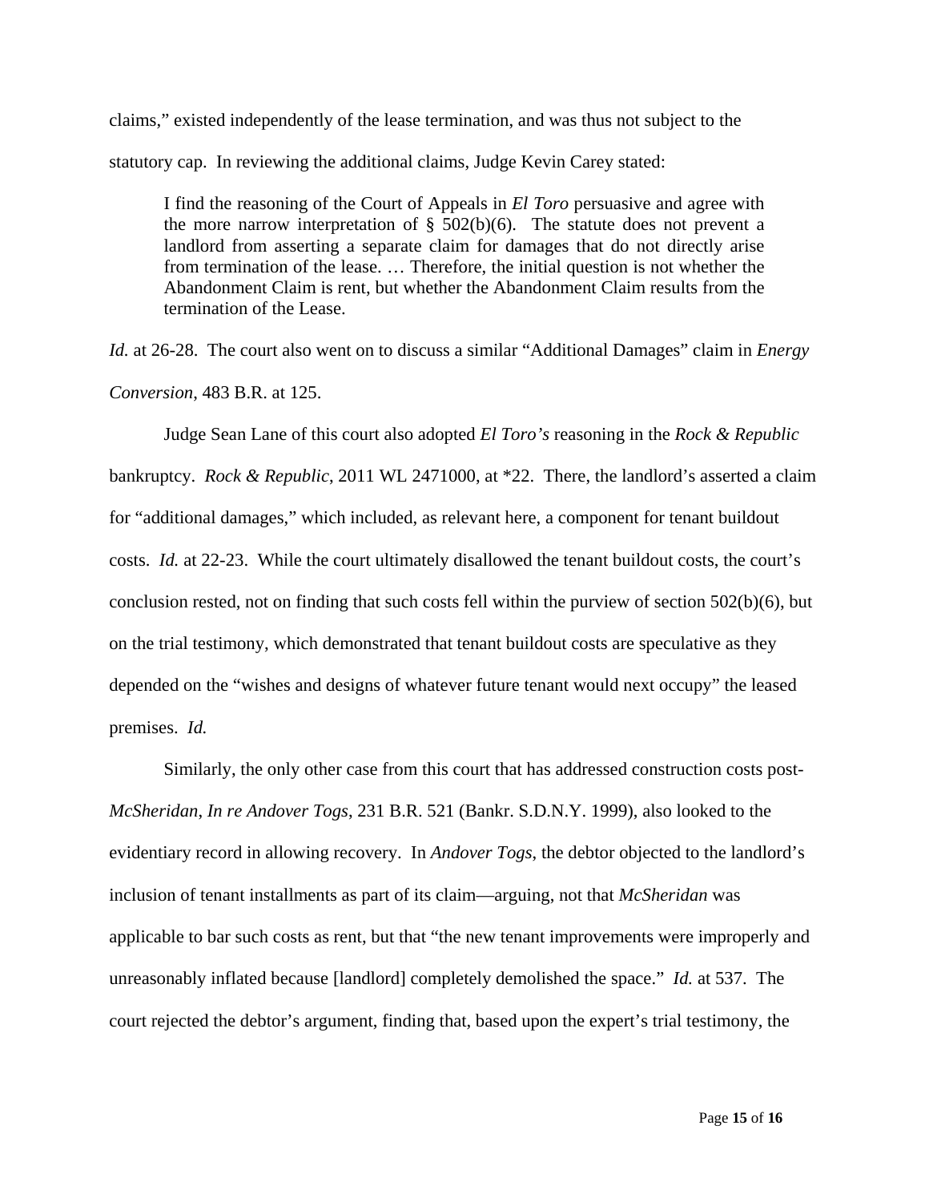claims," existed independently of the lease termination, and was thus not subject to the statutory cap. In reviewing the additional claims, Judge Kevin Carey stated:

> I find the reasoning of the Court of Appeals in *El Toro* persuasive and agree with the more narrow interpretation of § 502(b)(6). The statute does not prevent a landlord from asserting a separate claim for damages that do not directly arise from termination of the lease. … Therefore, the initial question is not whether the Abandonment Claim is rent, but whether the Abandonment Claim results from the termination of the Lease.

*Id.* at 26-28. The court also went on to discuss a similar "Additional Damages" claim in *Energy Conversion*, 483 B.R. at 125.

Judge Sean Lane of this court also adopted *El Toro's* reasoning in the *Rock & Republic* bankruptcy. *Rock & Republic*, 2011 WL 2471000, at *22. There, the landlord's asserted a claim for "additional damages," which included, as relevant here, a component for tenant buildout costs. *Id.* at 22-23. While the court ultimately disallowed the tenant buildout costs, the court's conclusion rested, not on finding that such costs fell within the purview of section 502(b)(6), but on the trial testimony, which demonstrated that tenant buildout costs are speculative as they depended on the "wishes and designs of whatever future tenant would next occupy" the leased premises. *Id.*

Similarly, the only other case from this court that has addressed construction costs post-*McSheridan*, *In re Andover Togs*, 231 B.R. 521 (Bankr. S.D.N.Y. 1999), also looked to the evidentiary record in allowing recovery. In *Andover Togs*, the debtor objected to the landlord's inclusion of tenant installments as part of its claim—arguing, not that *McSheridan* was applicable to bar such costs as rent, but that "the new tenant improvements were improperly and unreasonably inflated because [landlord] completely demolished the space." *Id.* at 537. The court rejected the debtor's argument, finding that, based upon the expert's trial testimony, the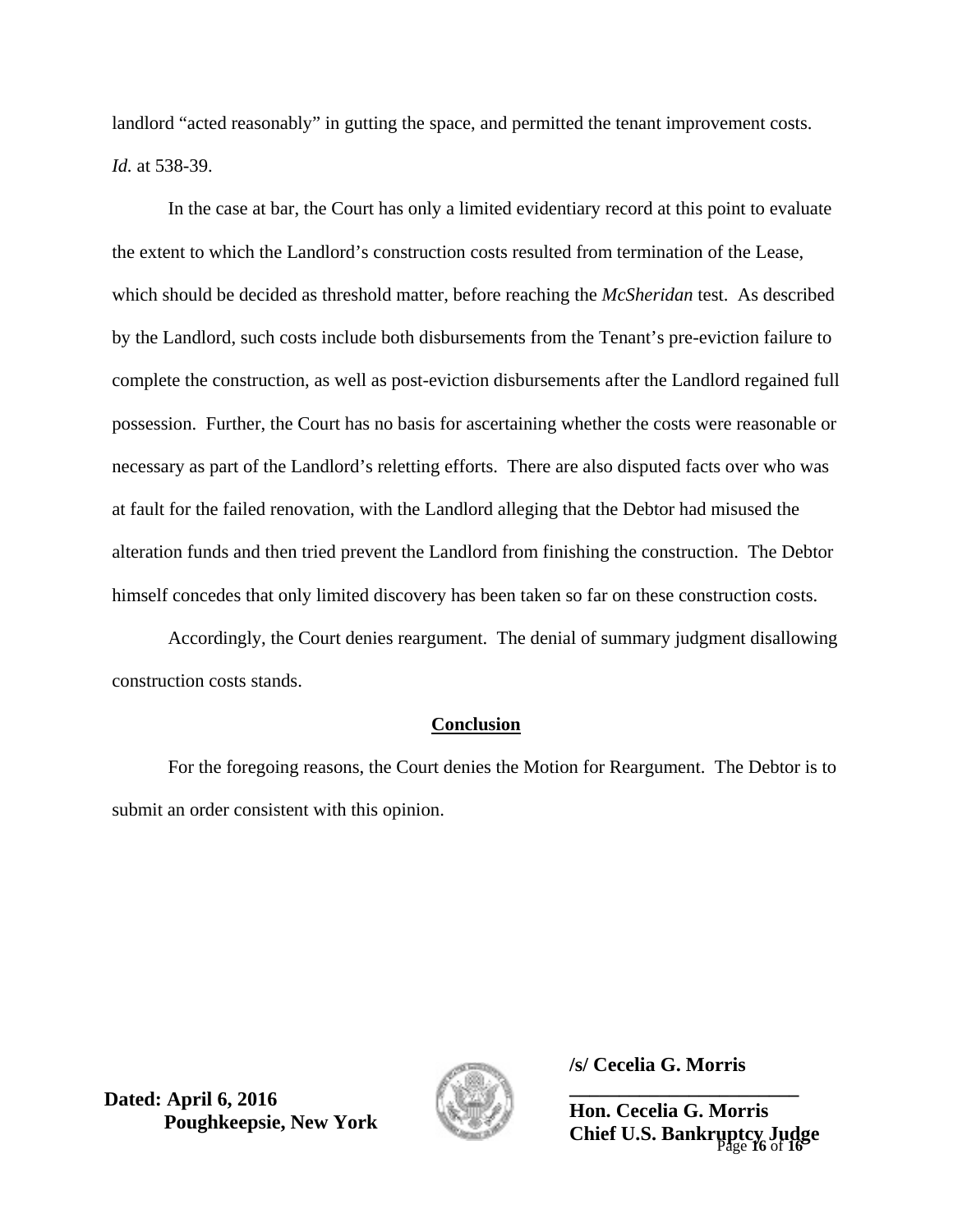landlord "acted reasonably" in gutting the space, and permitted the tenant improvement costs. *Id.* at 538-39.

In the case at bar, the Court has only a limited evidentiary record at this point to evaluate the extent to which the Landlord's construction costs resulted from termination of the Lease, which should be decided as threshold matter, before reaching the *McSheridan* test. As described by the Landlord, such costs include both disbursements from the Tenant's pre-eviction failure to complete the construction, as well as post-eviction disbursements after the Landlord regained full possession. Further, the Court has no basis for ascertaining whether the costs were reasonable or necessary as part of the Landlord's reletting efforts. There are also disputed facts over who was at fault for the failed renovation, with the Landlord alleging that the Debtor had misused the alteration funds and then tried prevent the Landlord from finishing the construction. The Debtor himself concedes that only limited discovery has been taken so far on these construction costs.

Accordingly, the Court denies reargument. The denial of summary judgment disallowing construction costs stands.

**Conclusion**

For the foregoing reasons, the Court denies the Motion for Reargument. The Debtor is to submit an order consistent with this opinion.

**Dated: April 6, 2016**
**Poughkeepsie, New York**

**/s/ Cecelia G. Morris**
**_______________________**
**Hon. Cecelia G. Morris**
**Chief U.S. Bankruptcy Judge**